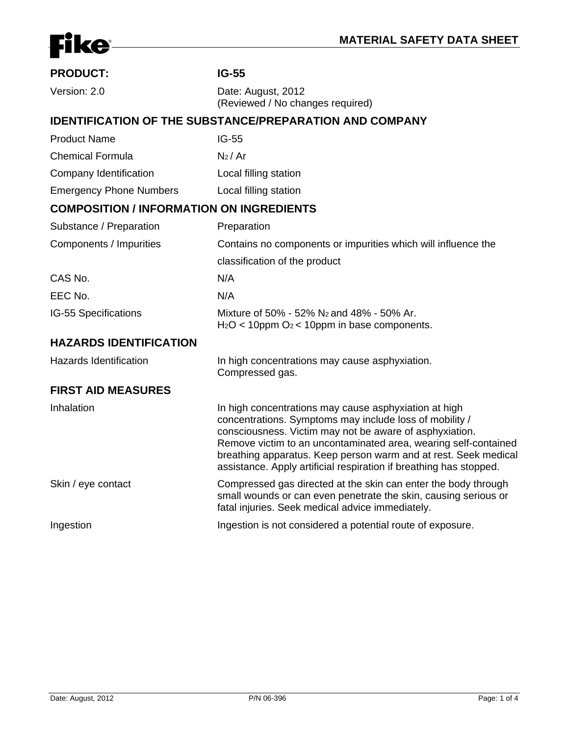Fike®

# MATERIAL SAFETY DATA SHEET

| | |
|---|---|
| **PRODUCT:** | **IG-55** |
| Version: 2.0 | Date: August, 2012<br>(Reviewed / No changes required) |

## IDENTIFICATION OF THE SUBSTANCE/PREPARATION AND COMPANY

| | |
|---|---|
| Product Name | IG-55 |
| Chemical Formula | $N_2$ / Ar |
| Company Identification | Local filling station |
| Emergency Phone Numbers | Local filling station |

## COMPOSITION / INFORMATION ON INGREDIENTS

| | |
|---|---|
| Substance / Preparation | Preparation |
| Components / Impurities | Contains no components or impurities which will influence the classification of the product |
| CAS No. | N/A |
| EEC No. | N/A |
| IG-55 Specifications | Mixture of 50% - 52% $N_2$ and 48% - 50% Ar.<br>$H_2O$ < 10ppm $O_2$ < 10ppm in base components. |

## HAZARDS IDENTIFICATION

| | |
|---|---|
| Hazards Identification | In high concentrations may cause asphyxiation.<br>Compressed gas. |

## FIRST AID MEASURES

| | |
|---|---|
| Inhalation | In high concentrations may cause asphyxiation at high concentrations. Symptoms may include loss of mobility / consciousness. Victim may not be aware of asphyxiation. Remove victim to an uncontaminated area, wearing self-contained breathing apparatus. Keep person warm and at rest. Seek medical assistance. Apply artificial respiration if breathing has stopped. |
| Skin / eye contact | Compressed gas directed at the skin can enter the body through small wounds or can even penetrate the skin, causing serious or fatal injuries. Seek medical advice immediately. |
| Ingestion | Ingestion is not considered a potential route of exposure. |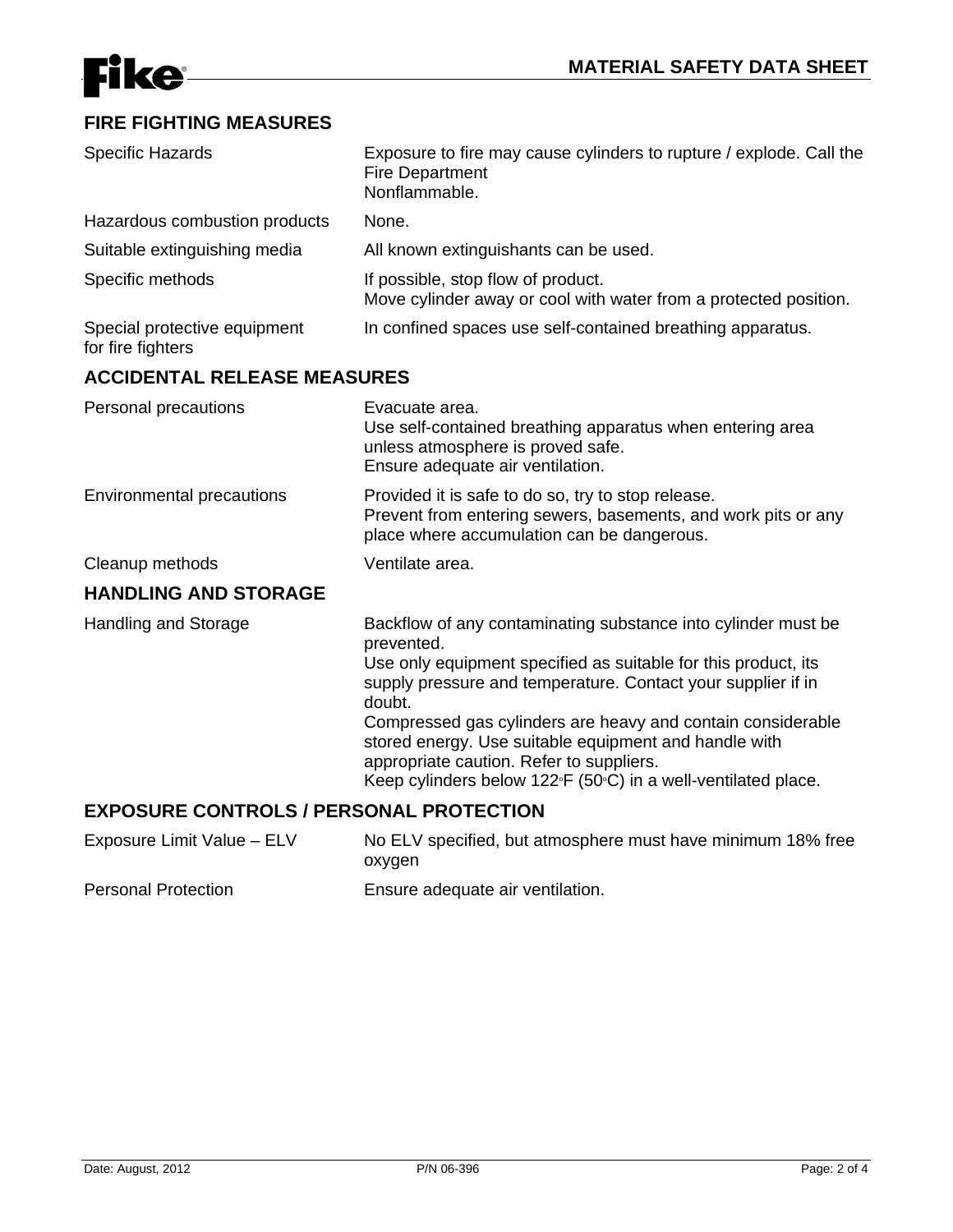## FIRE FIGHTING MEASURES

| | |
|---|---|
| Specific Hazards | Exposure to fire may cause cylinders to rupture / explode. Call the Fire Department<br>Nonflammable. |
| Hazardous combustion products | None. |
| Suitable extinguishing media | All known extinguishants can be used. |
| Specific methods | If possible, stop flow of product.<br>Move cylinder away or cool with water from a protected position. |
| Special protective equipment for fire fighters | In confined spaces use self-contained breathing apparatus. |

## ACCIDENTAL RELEASE MEASURES

| | |
|---|---|
| Personal precautions | Evacuate area.<br>Use self-contained breathing apparatus when entering area unless atmosphere is proved safe.<br>Ensure adequate air ventilation. |
| Environmental precautions | Provided it is safe to do so, try to stop release.<br>Prevent from entering sewers, basements, and work pits or any place where accumulation can be dangerous. |
| Cleanup methods | Ventilate area. |

## HANDLING AND STORAGE

| | |
|---|---|
| Handling and Storage | Backflow of any contaminating substance into cylinder must be prevented.<br>Use only equipment specified as suitable for this product, its supply pressure and temperature. Contact your supplier if in doubt.<br>Compressed gas cylinders are heavy and contain considerable stored energy. Use suitable equipment and handle with appropriate caution. Refer to suppliers.<br>Keep cylinders below 122°F (50°C) in a well-ventilated place. |

## EXPOSURE CONTROLS / PERSONAL PROTECTION

| | |
|---|---|
| Exposure Limit Value – ELV | No ELV specified, but atmosphere must have minimum 18% free oxygen |
| Personal Protection | Ensure adequate air ventilation. |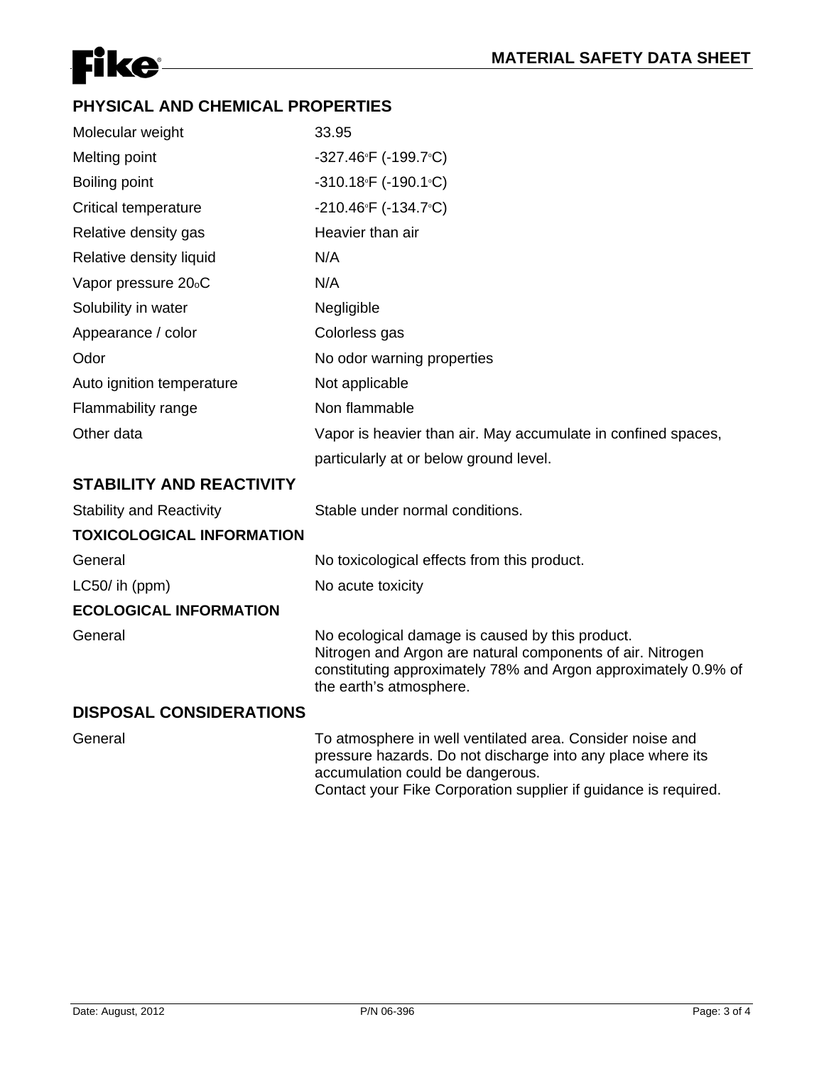## PHYSICAL AND CHEMICAL PROPERTIES

| | |
|---|---|
| Molecular weight | 33.95 |
| Melting point | -327.46°F (-199.7°C) |
| Boiling point | -310.18°F (-190.1°C) |
| Critical temperature | -210.46°F (-134.7°C) |
| Relative density gas | Heavier than air |
| Relative density liquid | N/A |
| Vapor pressure 20°C | N/A |
| Solubility in water | Negligible |
| Appearance / color | Colorless gas |
| Odor | No odor warning properties |
| Auto ignition temperature | Not applicable |
| Flammability range | Non flammable |
| Other data | Vapor is heavier than air. May accumulate in confined spaces, particularly at or below ground level. |

## STABILITY AND REACTIVITY

| | |
|---|---|
| Stability and Reactivity | Stable under normal conditions. |

## TOXICOLOGICAL INFORMATION

| | |
|---|---|
| General | No toxicological effects from this product. |
| LC50/ ih (ppm) | No acute toxicity |

## ECOLOGICAL INFORMATION

| | |
|---|---|
| General | No ecological damage is caused by this product. Nitrogen and Argon are natural components of air. Nitrogen constituting approximately 78% and Argon approximately 0.9% of the earth's atmosphere. |

## DISPOSAL CONSIDERATIONS

| | |
|---|---|
| General | To atmosphere in well ventilated area. Consider noise and pressure hazards. Do not discharge into any place where its accumulation could be dangerous. Contact your Fike Corporation supplier if guidance is required. |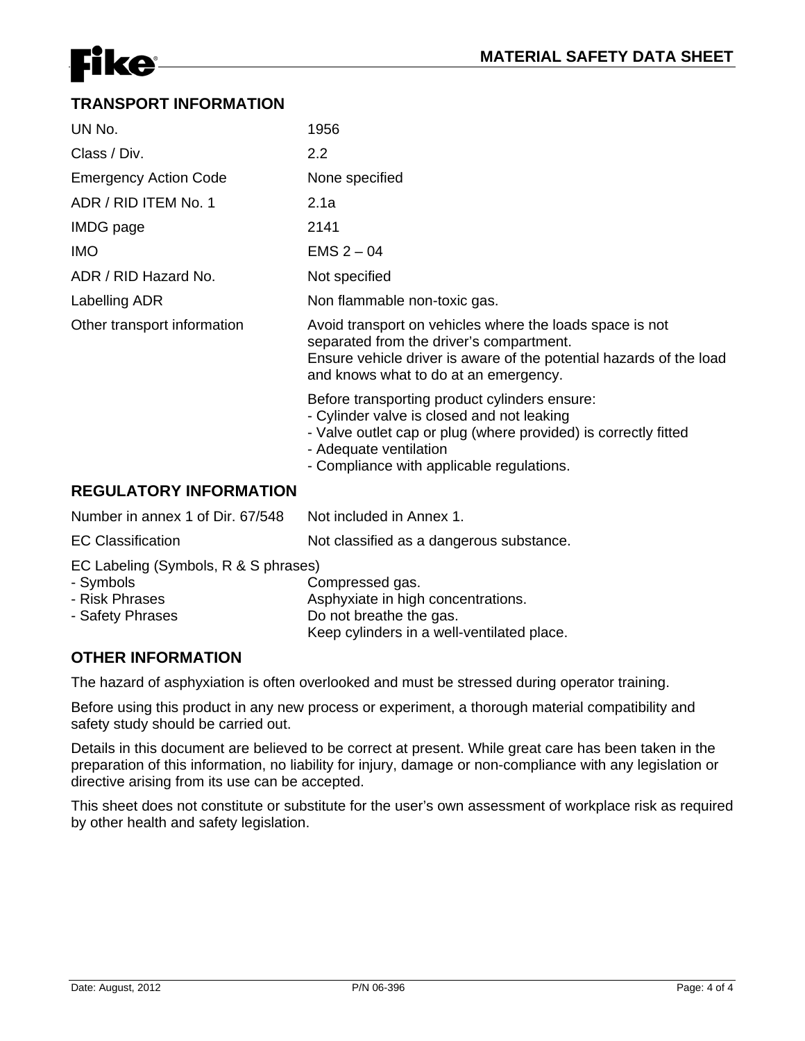## TRANSPORT INFORMATION

| | |
|---|---|
| UN No. | 1956 |
| Class / Div. | 2.2 |
| Emergency Action Code | None specified |
| ADR / RID ITEM No. 1 | 2.1a |
| IMDG page | 2141 |
| IMO | EMS 2 – 04 |
| ADR / RID Hazard No. | Not specified |
| Labelling ADR | Non flammable non-toxic gas. |
| Other transport information | Avoid transport on vehicles where the loads space is not separated from the driver's compartment. Ensure vehicle driver is aware of the potential hazards of the load and knows what to do at an emergency. |
| | Before transporting product cylinders ensure:<br>- Cylinder valve is closed and not leaking<br>- Valve outlet cap or plug (where provided) is correctly fitted<br>- Adequate ventilation<br>- Compliance with applicable regulations. |

## REGULATORY INFORMATION

| | |
|---|---|
| Number in annex 1 of Dir. 67/548 | Not included in Annex 1. |
| EC Classification | Not classified as a dangerous substance. |

EC Labeling (Symbols, R & S phrases)

| | |
|---|---|
| - Symbols | Compressed gas. |
| - Risk Phrases | Asphyxiate in high concentrations. |
| - Safety Phrases | Do not breathe the gas.<br>Keep cylinders in a well-ventilated place. |

## OTHER INFORMATION

The hazard of asphyxiation is often overlooked and must be stressed during operator training.

Before using this product in any new process or experiment, a thorough material compatibility and safety study should be carried out.

Details in this document are believed to be correct at present. While great care has been taken in the preparation of this information, no liability for injury, damage or non-compliance with any legislation or directive arising from its use can be accepted.

This sheet does not constitute or substitute for the user's own assessment of workplace risk as required by other health and safety legislation.